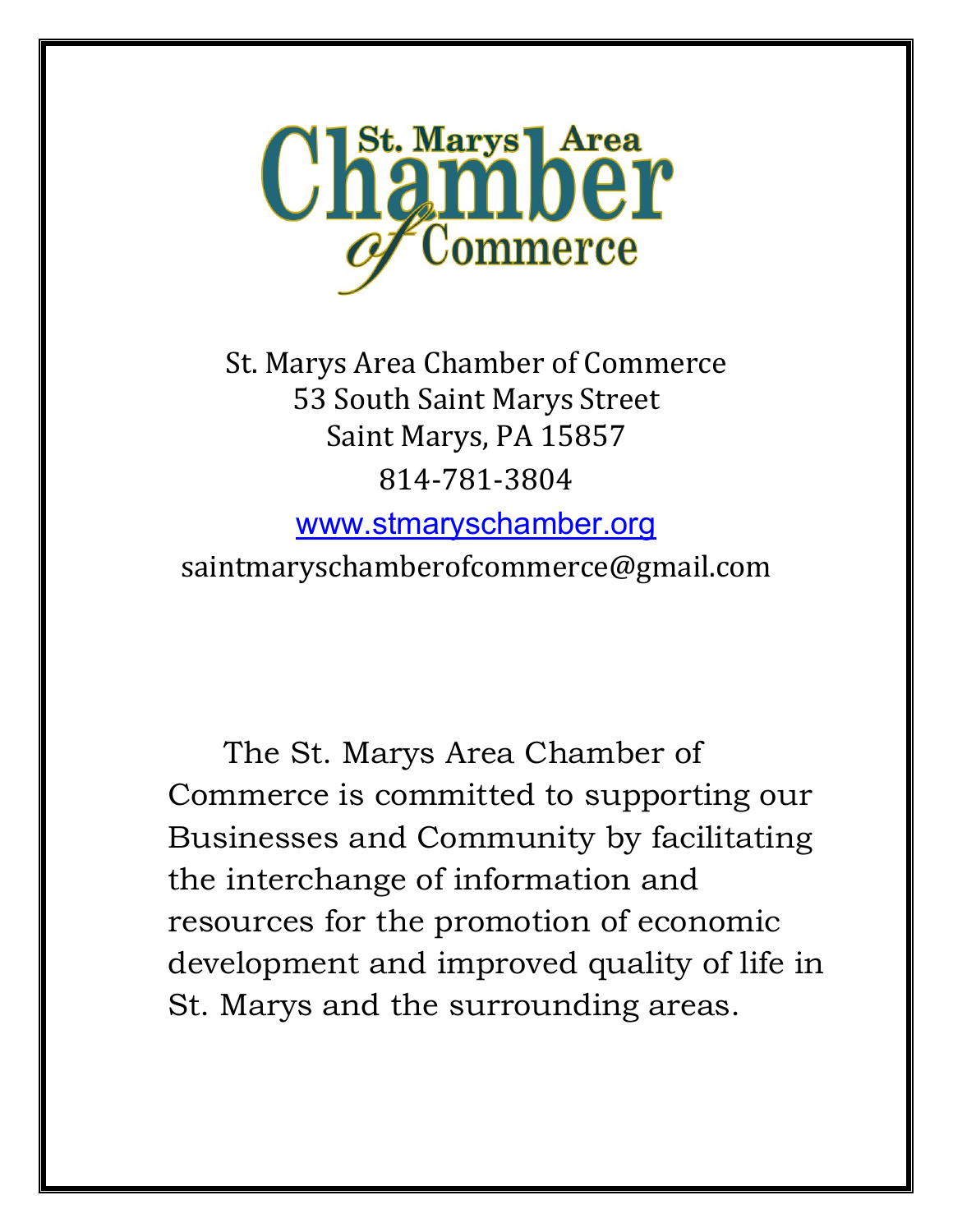# St. Marys Area Chamber of Commerce

St. Marys Area Chamber of Commerce
53 South Saint Marys Street
Saint Marys, PA 15857
814-781-3804
www.stmaryschamber.org
saintmaryschamberofcommerce@gmail.com

The St. Marys Area Chamber of Commerce is committed to supporting our Businesses and Community by facilitating the interchange of information and resources for the promotion of economic development and improved quality of life in St. Marys and the surrounding areas.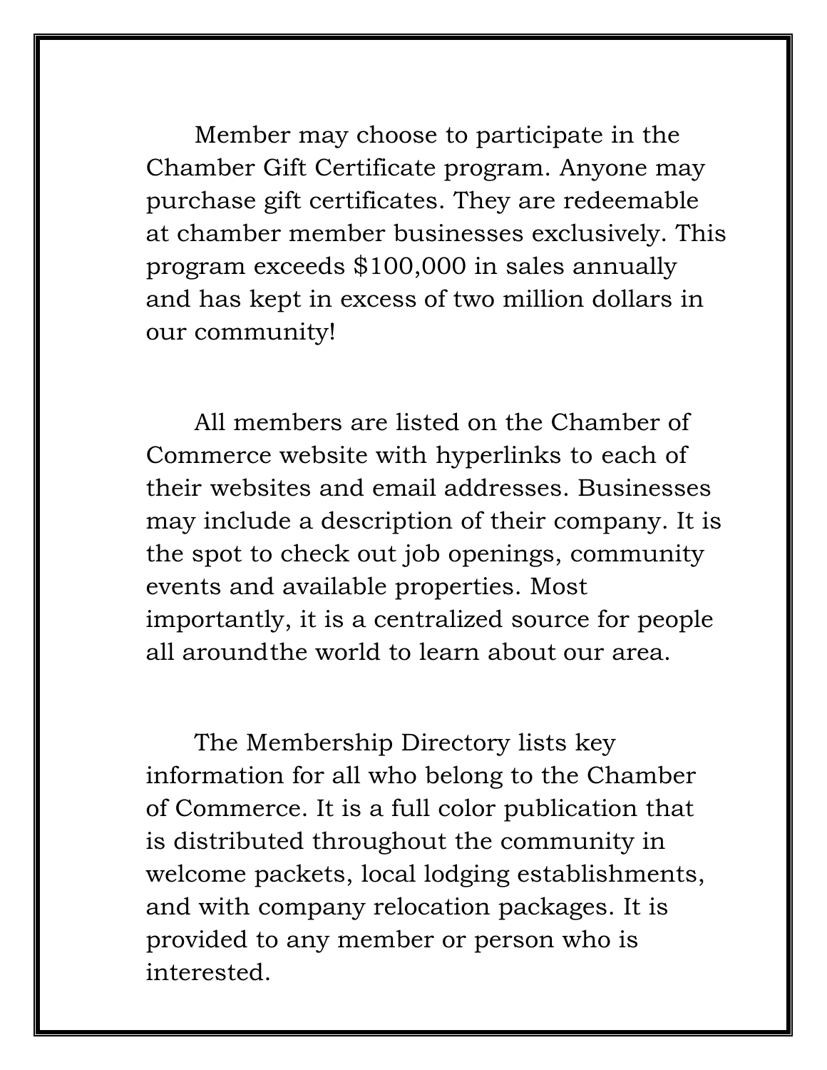Member may choose to participate in the Chamber Gift Certificate program. Anyone may purchase gift certificates. They are redeemable at chamber member businesses exclusively. This program exceeds $100,000 in sales annually and has kept in excess of two million dollars in our community!

All members are listed on the Chamber of Commerce website with hyperlinks to each of their websites and email addresses. Businesses may include a description of their company. It is the spot to check out job openings, community events and available properties. Most importantly, it is a centralized source for people all aroundthe world to learn about our area.

The Membership Directory lists key information for all who belong to the Chamber of Commerce. It is a full color publication that is distributed throughout the community in welcome packets, local lodging establishments, and with company relocation packages. It is provided to any member or person who is interested.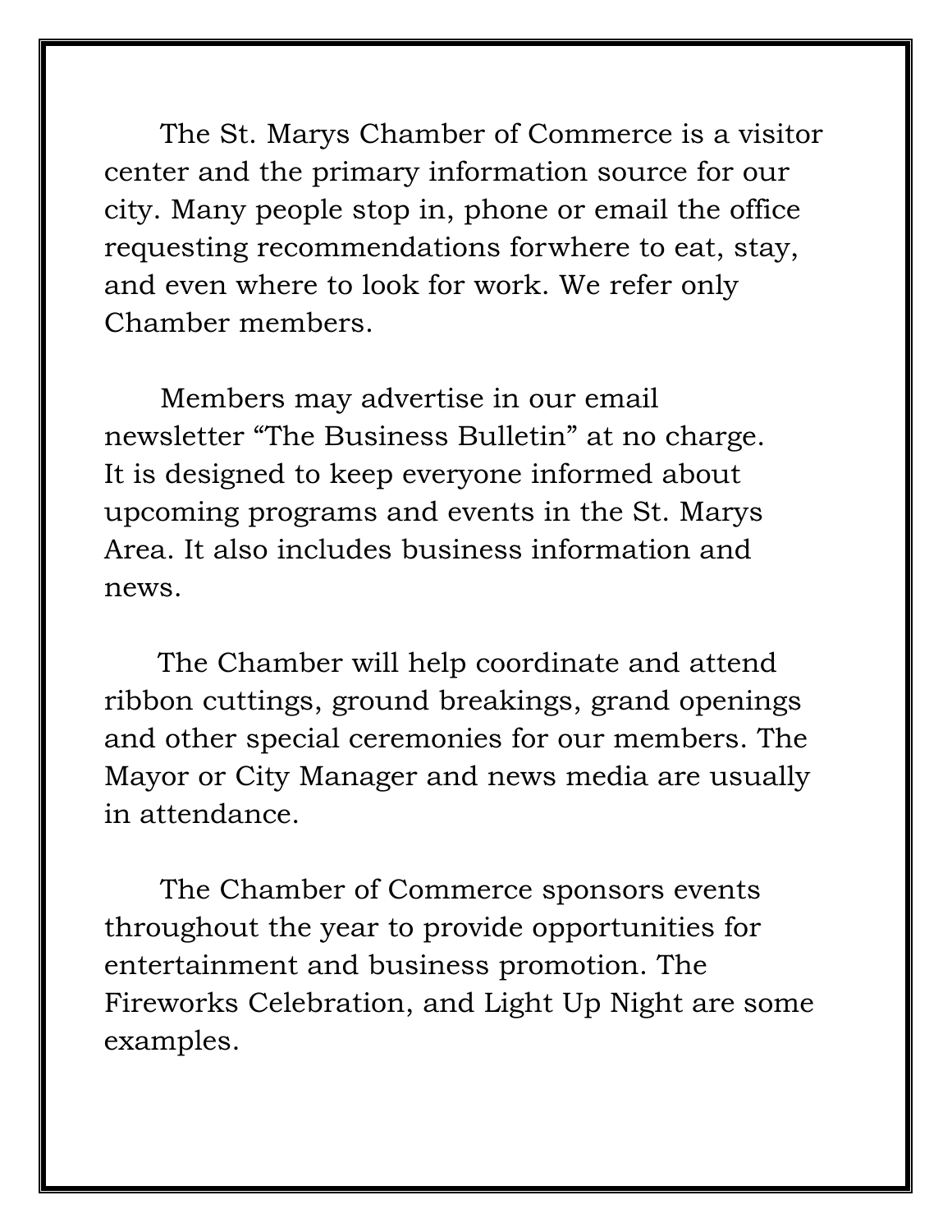The St. Marys Chamber of Commerce is a visitor center and the primary information source for our city. Many people stop in, phone or email the office requesting recommendations forwhere to eat, stay, and even where to look for work. We refer only Chamber members.

Members may advertise in our email newsletter "The Business Bulletin" at no charge. It is designed to keep everyone informed about upcoming programs and events in the St. Marys Area. It also includes business information and news.

The Chamber will help coordinate and attend ribbon cuttings, ground breakings, grand openings and other special ceremonies for our members. The Mayor or City Manager and news media are usually in attendance.

The Chamber of Commerce sponsors events throughout the year to provide opportunities for entertainment and business promotion. The Fireworks Celebration, and Light Up Night are some examples.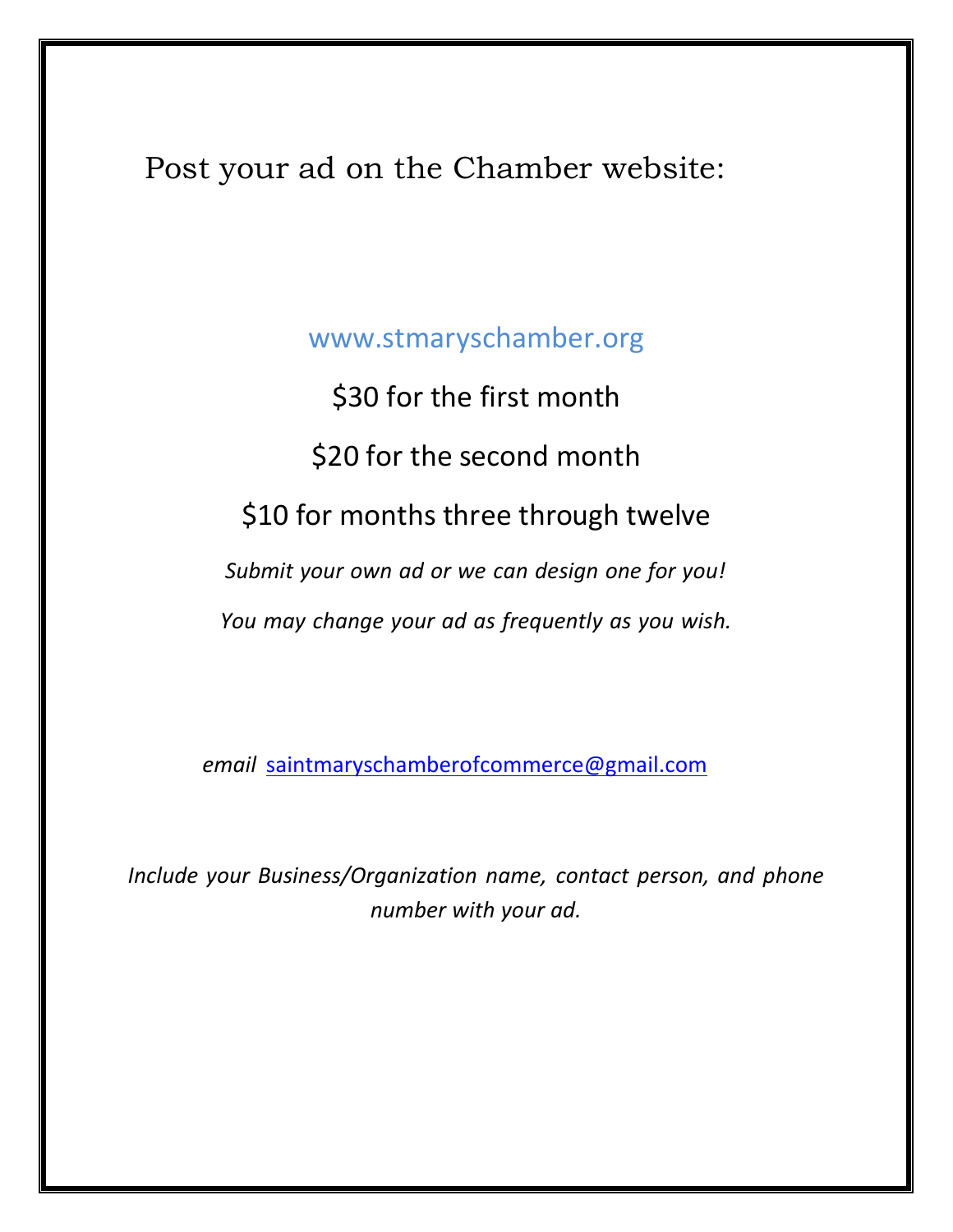# Post your ad on the Chamber website:

www.stmaryschamber.org

$30 for the first month

$20 for the second month

$10 for months three through twelve

*Submit your own ad or we can design one for you!*

*You may change your ad as frequently as you wish.*

*email* saintmaryschamberofcommerce@gmail.com

*Include your Business/Organization name, contact person, and phone number with your ad.*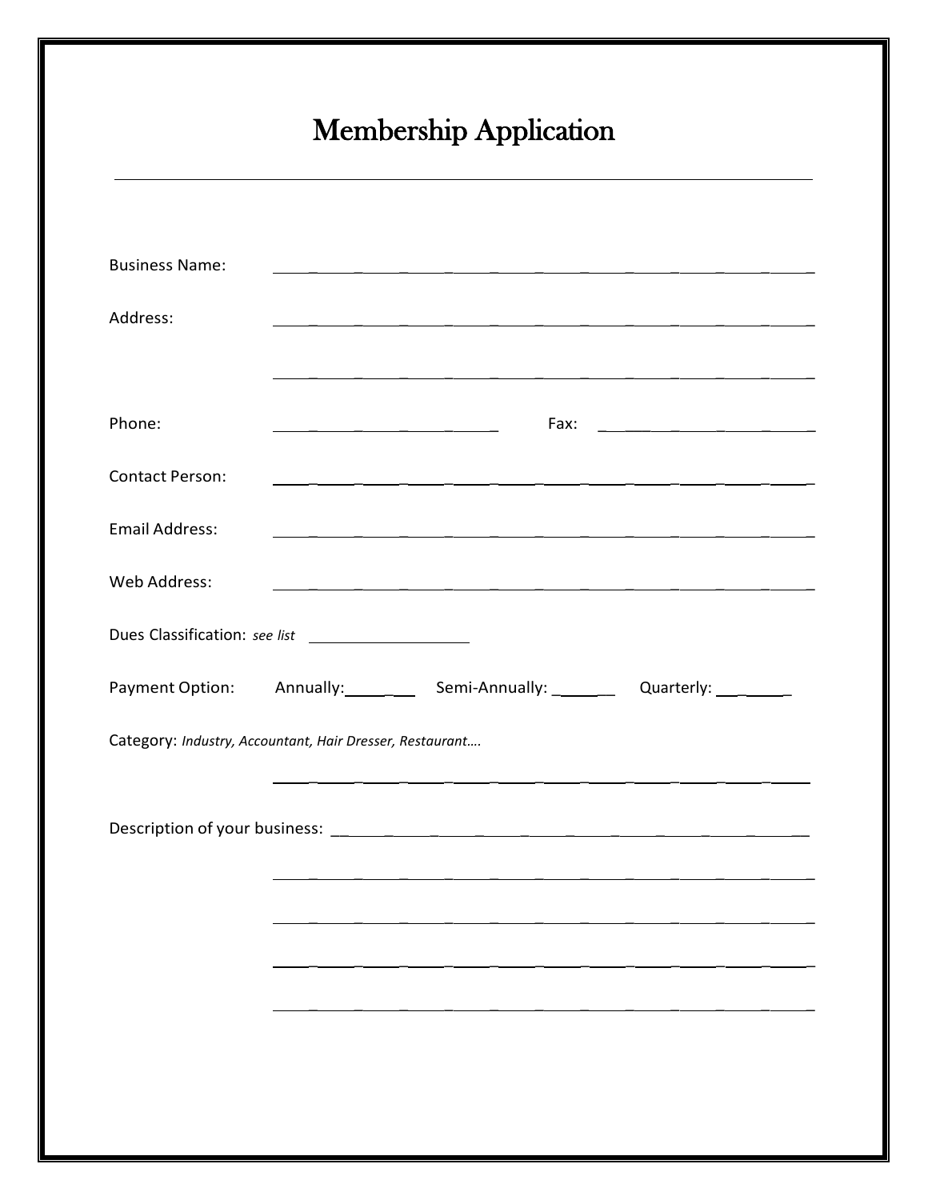# Membership Application

Business Name: ______________________________________________

Address: ______________________________________________

______________________________________________

Phone: ____________________ Fax: ____________________

Contact Person: ______________________________________________

Email Address: ______________________________________________

Web Address: ______________________________________________

Dues Classification: *see list* ______________

Payment Option: Annually:________ Semi-Annually: ________ Quarterly: ________

Category: *Industry, Accountant, Hair Dresser, Restaurant….*

______________________________________________

Description of your business: ______________________________________________

______________________________________________

______________________________________________

______________________________________________

______________________________________________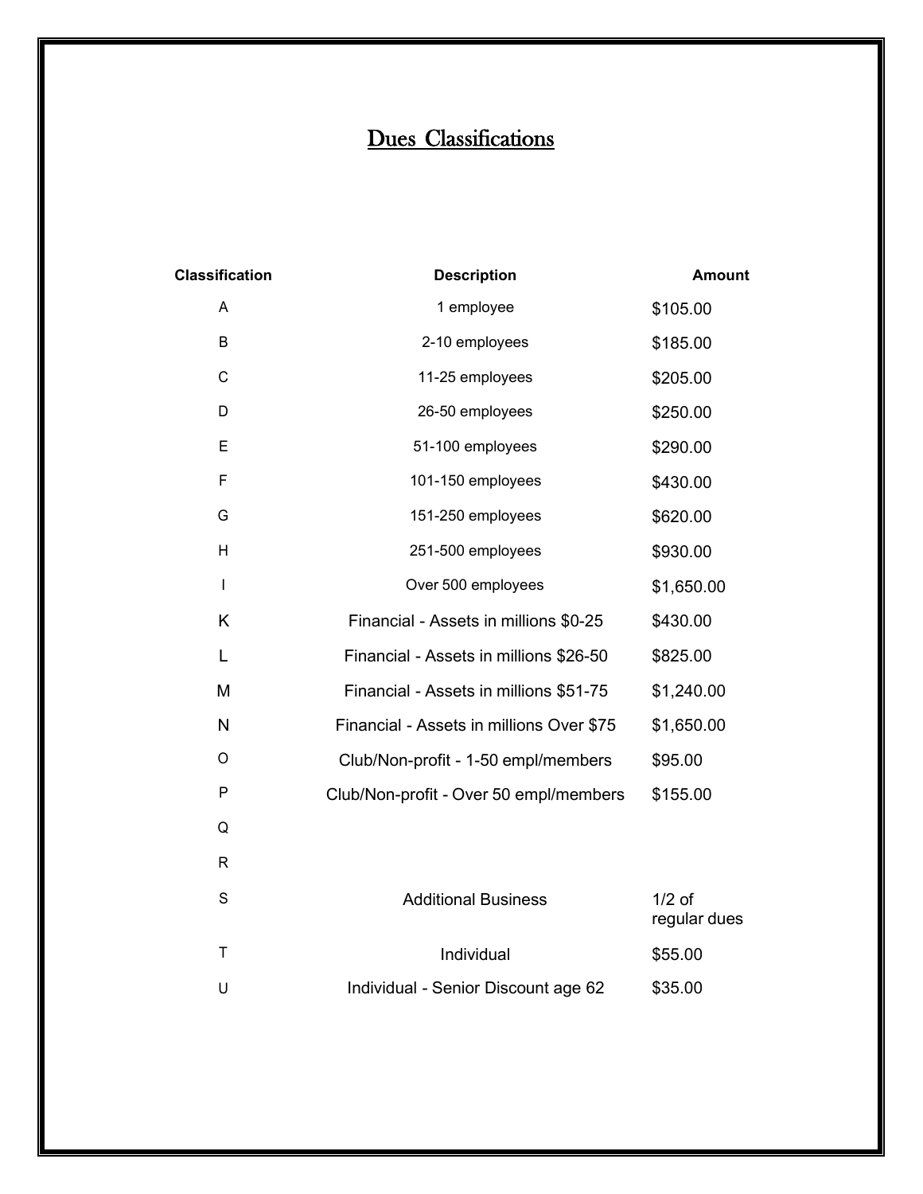# Dues Classifications

| Classification | Description | Amount |
| --- | --- | --- |
| A | 1 employee | $105.00 |
| B | 2-10 employees | $185.00 |
| C | 11-25 employees | $205.00 |
| D | 26-50 employees | $250.00 |
| E | 51-100 employees | $290.00 |
| F | 101-150 employees | $430.00 |
| G | 151-250 employees | $620.00 |
| H | 251-500 employees | $930.00 |
| I | Over 500 employees | $1,650.00 |
| K | Financial - Assets in millions $0-25 | $430.00 |
| L | Financial - Assets in millions $26-50 | $825.00 |
| M | Financial - Assets in millions $51-75 | $1,240.00 |
| N | Financial - Assets in millions Over $75 | $1,650.00 |
| O | Club/Non-profit - 1-50 empl/members | $95.00 |
| P | Club/Non-profit - Over 50 empl/members | $155.00 |
| Q | | |
| R | | |
| S | Additional Business | 1/2 of regular dues |
| T | Individual | $55.00 |
| U | Individual - Senior Discount age 62 | $35.00 |